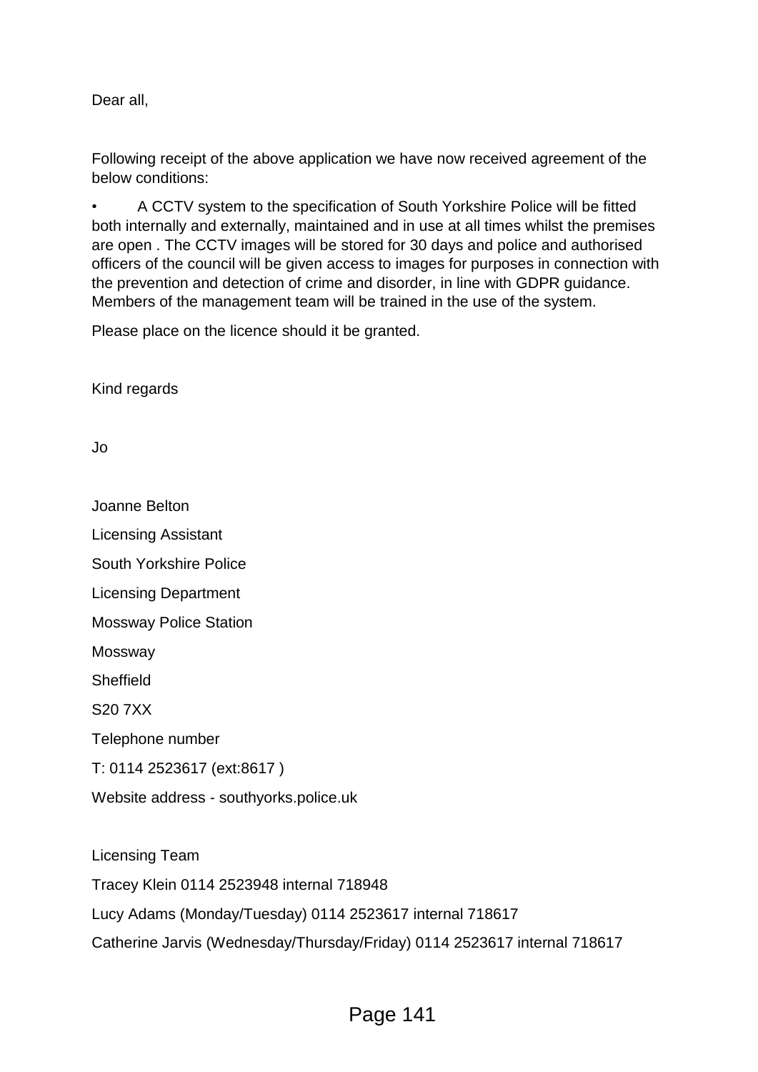Dear all,

Following receipt of the above application we have now received agreement of the below conditions:

- A CCTV system to the specification of South Yorkshire Police will be fitted both internally and externally, maintained and in use at all times whilst the premises are open . The CCTV images will be stored for 30 days and police and authorised officers of the council will be given access to images for purposes in connection with the prevention and detection of crime and disorder, in line with GDPR guidance. Members of the management team will be trained in the use of the system.

Please place on the licence should it be granted.

Kind regards

Jo

Joanne Belton

Licensing Assistant

South Yorkshire Police

Licensing Department

Mossway Police Station

Mossway

Sheffield

S20 7XX

Telephone number

T: 0114 2523617 (ext:8617 )

Website address - southyorks.police.uk

Licensing Team

Tracey Klein 0114 2523948 internal 718948

Lucy Adams (Monday/Tuesday) 0114 2523617 internal 718617

Catherine Jarvis (Wednesday/Thursday/Friday) 0114 2523617 internal 718617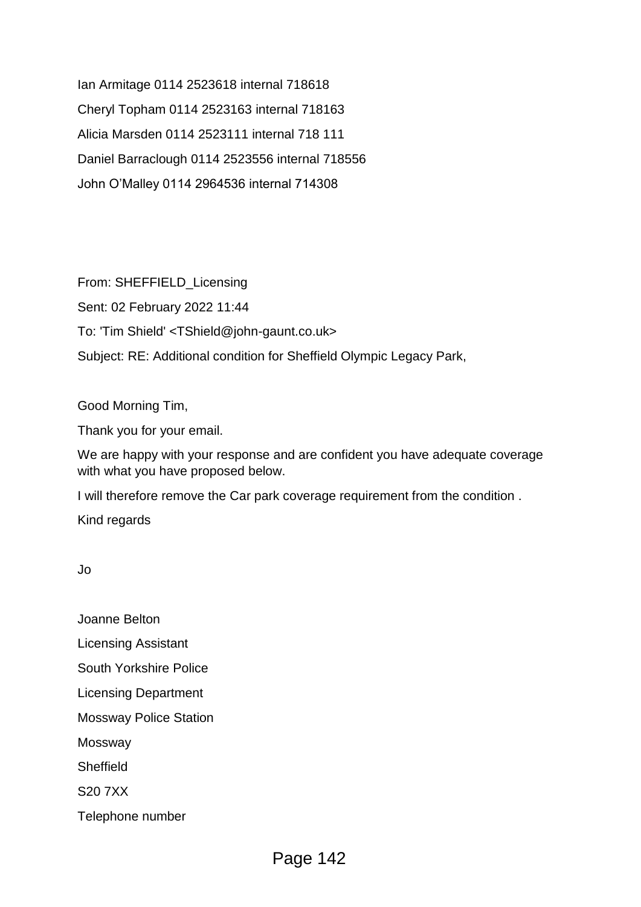Ian Armitage 0114 2523618 internal 718618

Cheryl Topham 0114 2523163 internal 718163

Alicia Marsden 0114 2523111 internal 718 111

Daniel Barraclough 0114 2523556 internal 718556

John O'Malley 0114 2964536 internal 714308

From: SHEFFIELD_Licensing

Sent: 02 February 2022 11:44

To: 'Tim Shield' <TShield@john-gaunt.co.uk>

Subject: RE: Additional condition for Sheffield Olympic Legacy Park,

Good Morning Tim,

Thank you for your email.

We are happy with your response and are confident you have adequate coverage with what you have proposed below.

I will therefore remove the Car park coverage requirement from the condition .

Kind regards

Jo

Joanne Belton

Licensing Assistant

South Yorkshire Police

Licensing Department

Mossway Police Station

Mossway

Sheffield

S20 7XX

Telephone number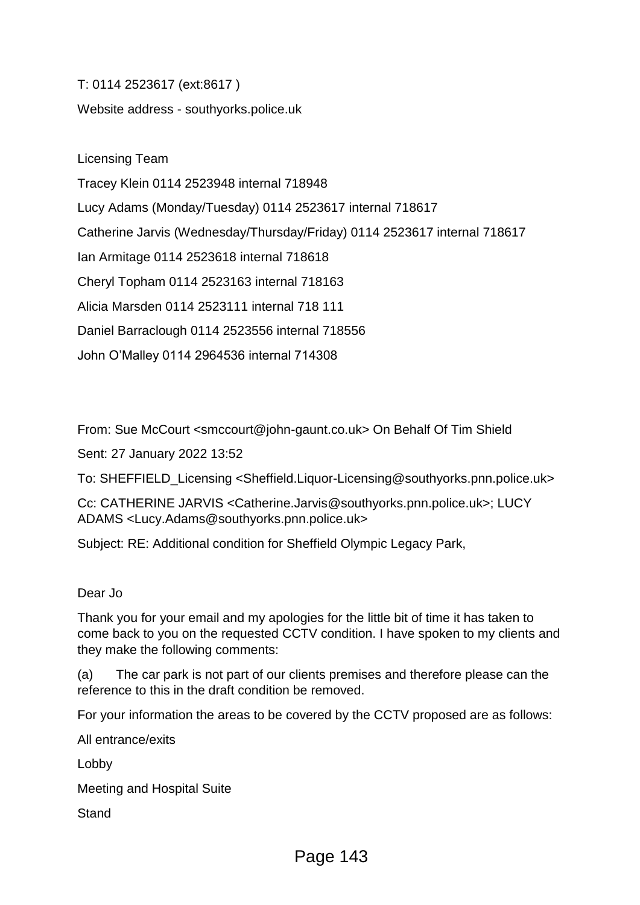T: 0114 2523617 (ext:8617 )

Website address - southyorks.police.uk

Licensing Team

Tracey Klein 0114 2523948 internal 718948

Lucy Adams (Monday/Tuesday) 0114 2523617 internal 718617

Catherine Jarvis (Wednesday/Thursday/Friday) 0114 2523617 internal 718617

Ian Armitage 0114 2523618 internal 718618

Cheryl Topham 0114 2523163 internal 718163

Alicia Marsden 0114 2523111 internal 718 111

Daniel Barraclough 0114 2523556 internal 718556

John O'Malley 0114 2964536 internal 714308

From: Sue McCourt <smccourt@john-gaunt.co.uk> On Behalf Of Tim Shield

Sent: 27 January 2022 13:52

To: SHEFFIELD_Licensing <Sheffield.Liquor-Licensing@southyorks.pnn.police.uk>

Cc: CATHERINE JARVIS <Catherine.Jarvis@southyorks.pnn.police.uk>; LUCY ADAMS <Lucy.Adams@southyorks.pnn.police.uk>

Subject: RE: Additional condition for Sheffield Olympic Legacy Park,

Dear Jo

Thank you for your email and my apologies for the little bit of time it has taken to come back to you on the requested CCTV condition. I have spoken to my clients and they make the following comments:

(a) The car park is not part of our clients premises and therefore please can the reference to this in the draft condition be removed.

For your information the areas to be covered by the CCTV proposed are as follows:

All entrance/exits

Lobby

Meeting and Hospital Suite

Stand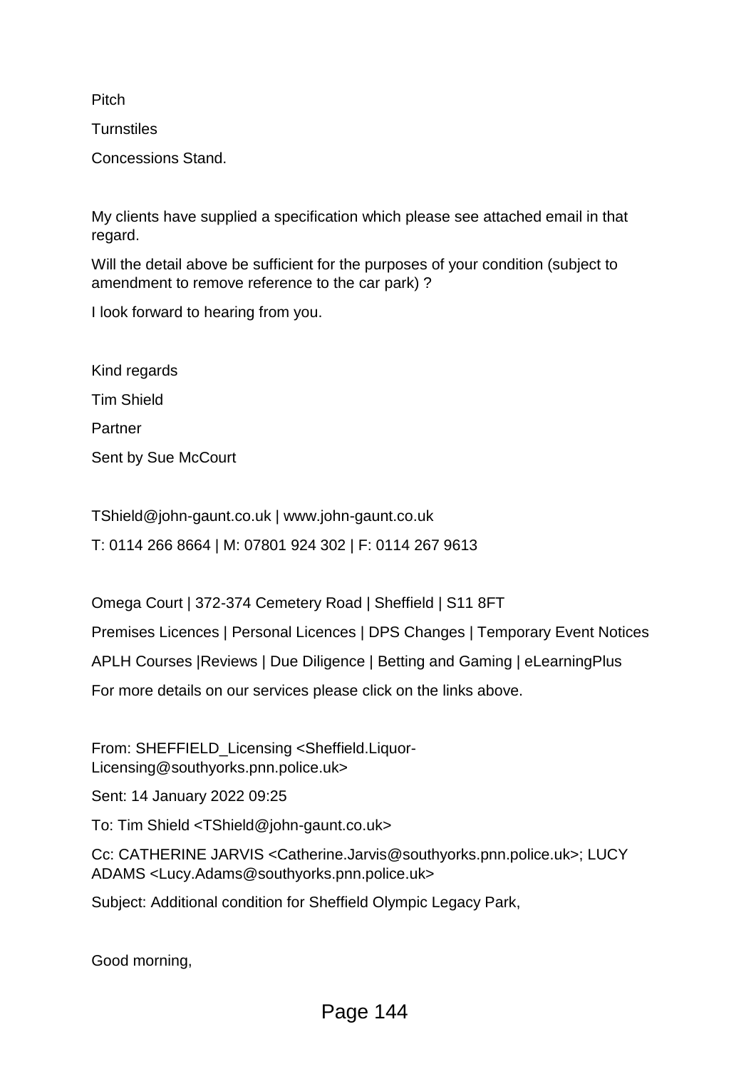Pitch

Turnstiles

Concessions Stand.

My clients have supplied a specification which please see attached email in that regard.

Will the detail above be sufficient for the purposes of your condition (subject to amendment to remove reference to the car park) ?

I look forward to hearing from you.

Kind regards

Tim Shield

Partner

Sent by Sue McCourt

TShield@john-gaunt.co.uk | www.john-gaunt.co.uk

T: 0114 266 8664 | M: 07801 924 302 | F: 0114 267 9613

Omega Court | 372-374 Cemetery Road | Sheffield | S11 8FT

Premises Licences | Personal Licences | DPS Changes | Temporary Event Notices

APLH Courses |Reviews | Due Diligence | Betting and Gaming | eLearningPlus

For more details on our services please click on the links above.

From: SHEFFIELD_Licensing <Sheffield.Liquor-Licensing@southyorks.pnn.police.uk>

Sent: 14 January 2022 09:25

To: Tim Shield <TShield@john-gaunt.co.uk>

Cc: CATHERINE JARVIS <Catherine.Jarvis@southyorks.pnn.police.uk>; LUCY ADAMS <Lucy.Adams@southyorks.pnn.police.uk>

Subject: Additional condition for Sheffield Olympic Legacy Park,

Good morning,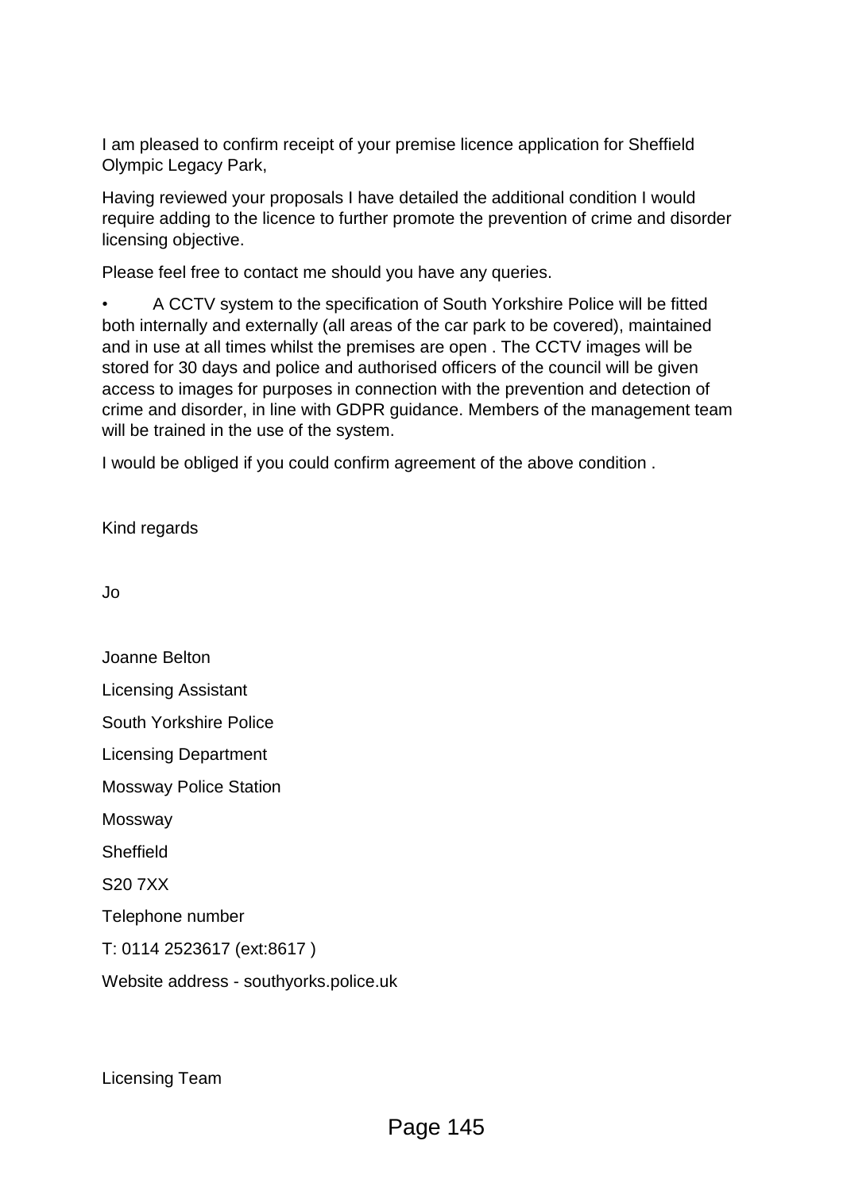I am pleased to confirm receipt of your premise licence application for Sheffield Olympic Legacy Park,

Having reviewed your proposals I have detailed the additional condition I would require adding to the licence to further promote the prevention of crime and disorder licensing objective.

Please feel free to contact me should you have any queries.

- A CCTV system to the specification of South Yorkshire Police will be fitted both internally and externally (all areas of the car park to be covered), maintained and in use at all times whilst the premises are open . The CCTV images will be stored for 30 days and police and authorised officers of the council will be given access to images for purposes in connection with the prevention and detection of crime and disorder, in line with GDPR guidance. Members of the management team will be trained in the use of the system.

I would be obliged if you could confirm agreement of the above condition .

Kind regards

Jo

Joanne Belton

Licensing Assistant

South Yorkshire Police

Licensing Department

Mossway Police Station

Mossway

Sheffield

S20 7XX

Telephone number

T: 0114 2523617 (ext:8617 )

Website address - southyorks.police.uk

Licensing Team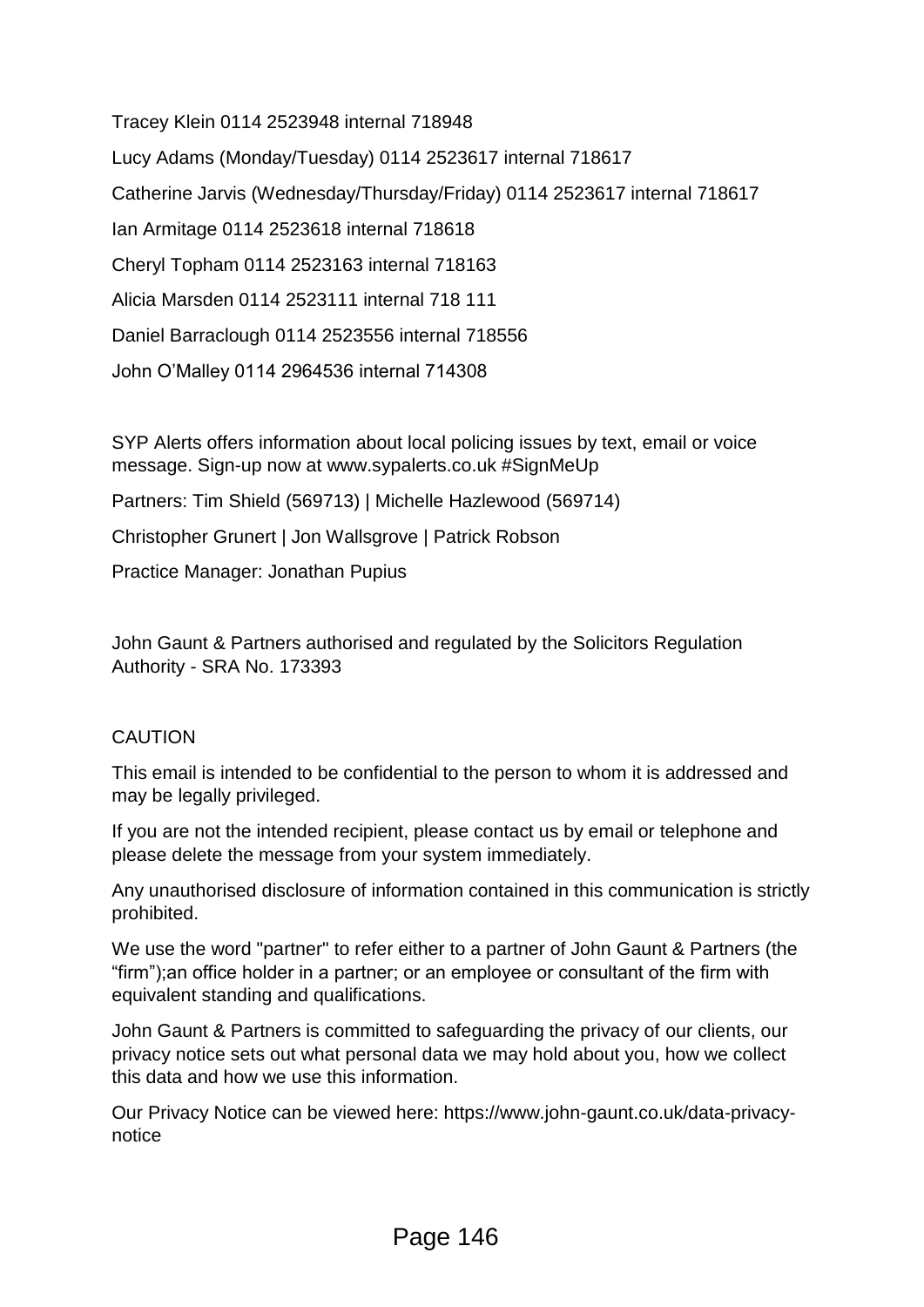Tracey Klein 0114 2523948 internal 718948

Lucy Adams (Monday/Tuesday) 0114 2523617 internal 718617

Catherine Jarvis (Wednesday/Thursday/Friday) 0114 2523617 internal 718617

Ian Armitage 0114 2523618 internal 718618

Cheryl Topham 0114 2523163 internal 718163

Alicia Marsden 0114 2523111 internal 718 111

Daniel Barraclough 0114 2523556 internal 718556

John O'Malley 0114 2964536 internal 714308

SYP Alerts offers information about local policing issues by text, email or voice message. Sign-up now at www.sypalerts.co.uk #SignMeUp

Partners: Tim Shield (569713) | Michelle Hazlewood (569714)

Christopher Grunert | Jon Wallsgrove | Patrick Robson

Practice Manager: Jonathan Pupius

John Gaunt & Partners authorised and regulated by the Solicitors Regulation Authority - SRA No. 173393

CAUTION

This email is intended to be confidential to the person to whom it is addressed and may be legally privileged.

If you are not the intended recipient, please contact us by email or telephone and please delete the message from your system immediately.

Any unauthorised disclosure of information contained in this communication is strictly prohibited.

We use the word "partner" to refer either to a partner of John Gaunt & Partners (the "firm");an office holder in a partner; or an employee or consultant of the firm with equivalent standing and qualifications.

John Gaunt & Partners is committed to safeguarding the privacy of our clients, our privacy notice sets out what personal data we may hold about you, how we collect this data and how we use this information.

Our Privacy Notice can be viewed here: https://www.john-gaunt.co.uk/data-privacy-notice